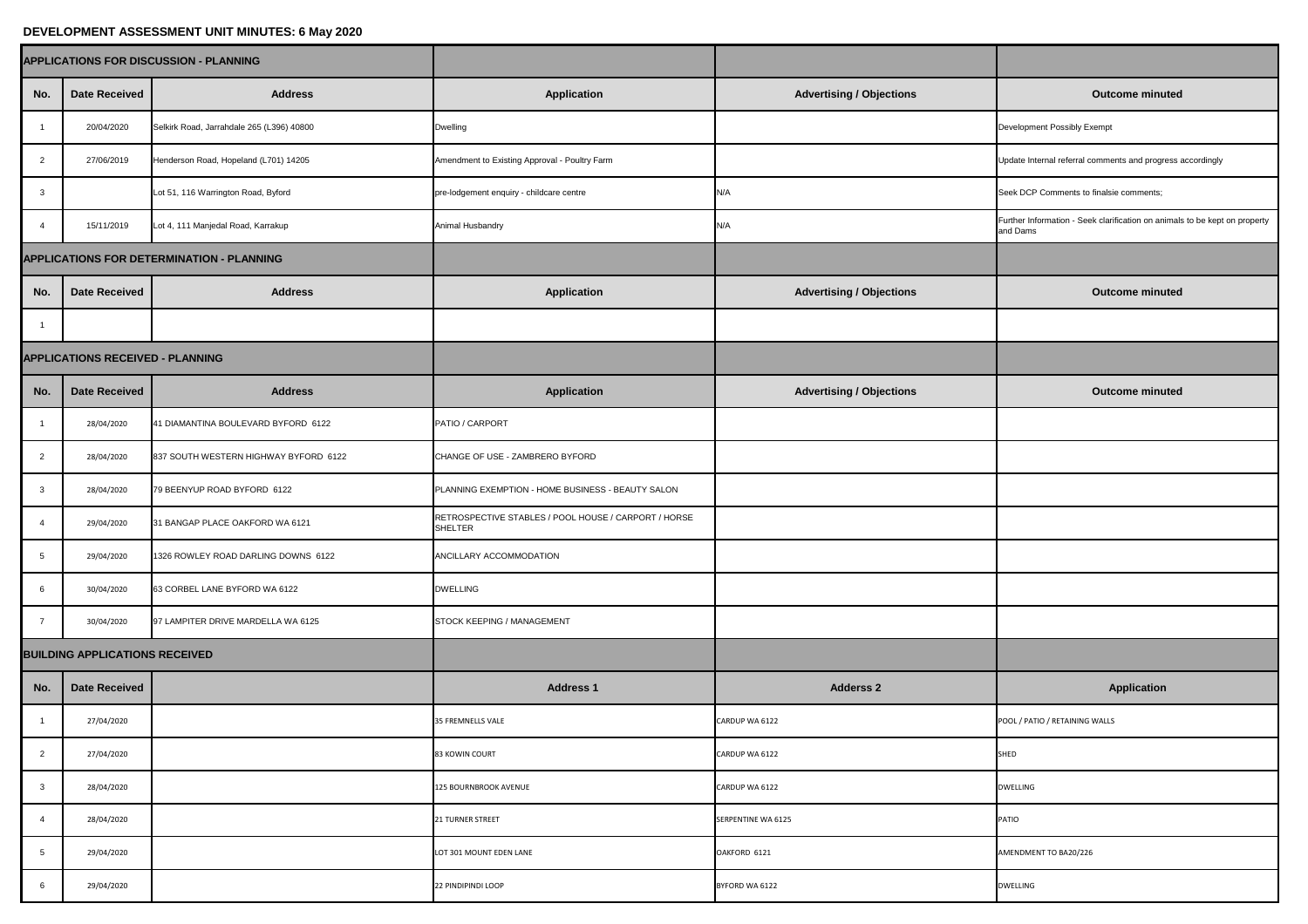**DEVELOPMENT ASSESSMENT UNIT MINUTES: 6 May 2020**

| APPLICATIONS FOR DISCUSSION - PLANNING | | | | | |
|---|---|---|---|---|---|
| **No.** | **Date Received** | **Address** | **Application** | **Advertising / Objections** | **Outcome minuted** |
| 1 | 20/04/2020 | Selkirk Road, Jarrahdale 265 (L396) 40800 | Dwelling | | Development Possibly Exempt |
| 2 | 27/06/2019 | Henderson Road, Hopeland (L701) 14205 | Amendment to Existing Approval - Poultry Farm | | Update Internal referral comments and progress accordingly |
| 3 | | Lot 51, 116 Warrington Road, Byford | pre-lodgement enquiry - childcare centre | N/A | Seek DCP Comments to finalsie comments; |
| 4 | 15/11/2019 | Lot 4, 111 Manjedal Road, Karrakup | Animal Husbandry | N/A | Further Information - Seek clarification on animals to be kept on property and Dams |

| APPLICATIONS FOR DETERMINATION - PLANNING | | | | | |
|---|---|---|---|---|---|
| **No.** | **Date Received** | **Address** | **Application** | **Advertising / Objections** | **Outcome minuted** |
| 1 | | | | | |

| APPLICATIONS RECEIVED - PLANNING | | | | | |
|---|---|---|---|---|---|
| **No.** | **Date Received** | **Address** | **Application** | **Advertising / Objections** | **Outcome minuted** |
| 1 | 28/04/2020 | 41 DIAMANTINA BOULEVARD BYFORD 6122 | PATIO / CARPORT | | |
| 2 | 28/04/2020 | 837 SOUTH WESTERN HIGHWAY BYFORD 6122 | CHANGE OF USE - ZAMBRERO BYFORD | | |
| 3 | 28/04/2020 | 79 BEENYUP ROAD BYFORD 6122 | PLANNING EXEMPTION - HOME BUSINESS - BEAUTY SALON | | |
| 4 | 29/04/2020 | 31 BANGAP PLACE OAKFORD WA 6121 | RETROSPECTIVE STABLES / POOL HOUSE / CARPORT / HORSE SHELTER | | |
| 5 | 29/04/2020 | 1326 ROWLEY ROAD DARLING DOWNS 6122 | ANCILLARY ACCOMMODATION | | |
| 6 | 30/04/2020 | 63 CORBEL LANE BYFORD WA 6122 | DWELLING | | |
| 7 | 30/04/2020 | 97 LAMPITER DRIVE MARDELLA WA 6125 | STOCK KEEPING / MANAGEMENT | | |

| BUILDING APPLICATIONS RECEIVED | | | | | |
|---|---|---|---|---|---|
| **No.** | **Date Received** | | **Address 1** | **Adderss 2** | **Application** |
| 1 | 27/04/2020 | | 35 FREMNELLS VALE | CARDUP WA 6122 | POOL / PATIO / RETAINING WALLS |
| 2 | 27/04/2020 | | 83 KOWIN COURT | CARDUP WA 6122 | SHED |
| 3 | 28/04/2020 | | 125 BOURNBROOK AVENUE | CARDUP WA 6122 | DWELLING |
| 4 | 28/04/2020 | | 21 TURNER STREET | SERPENTINE WA 6125 | PATIO |
| 5 | 29/04/2020 | | LOT 301 MOUNT EDEN LANE | OAKFORD 6121 | AMENDMENT TO BA20/226 |
| 6 | 29/04/2020 | | 22 PINDIPINDI LOOP | BYFORD WA 6122 | DWELLING |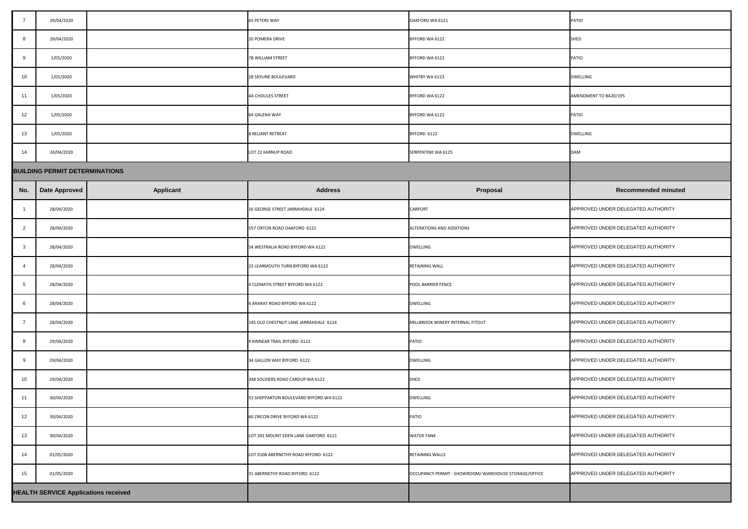| | | | | | |
|---|---|---|---|---|---|
| 7 | 29/04/2020 | | 65 PETERS WAY | OAKFORD WA 6121 | PATIO |
| 8 | 29/04/2020 | | 20 POMERA DRIVE | BYFORD WA 6122 | SHED |
| 9 | 1/05/2020 | | 7B WILLIAM STREET | BYFORD WA 6122 | PATIO |
| 10 | 1/05/2020 | | 28 SKYLINE BOULEVARD | WHITBY WA 6123 | DWELLING |
| 11 | 1/05/2020 | | 4A CHOULES STREET | BYFORD WA 6122 | AMENDMENT TO BA20/195 |
| 12 | 1/05/2020 | | 64 GALENA WAY | BYFORD WA 6122 | PATIO |
| 13 | 1/05/2020 | | 8 RELIANT RETREAT | BYFORD 6122 | DWELLING |
| 14 | 24/04/2020 | | LOT 22 KARNUP ROAD | SERPENTINE WA 6125 | DAM |

## BUILDING PERMIT DETERMINATIONS

| No. | Date Approved | Applicant | Address | Proposal | Recommended minuted |
|---|---|---|---|---|---|
| 1 | 28/04/2020 | | 16 GEORGE STREET JARRAHDALE 6124 | CARPORT | APPROVED UNDER DELEGATED AUTHORITY |
| 2 | 28/04/2020 | | 557 ORTON ROAD OAKFORD 6121 | ALTERATIONS AND ADDITIONS | APPROVED UNDER DELEGATED AUTHORITY |
| 3 | 28/04/2020 | | 54 WESTRALIA ROAD BYFORD WA 6122 | DWELLING | APPROVED UNDER DELEGATED AUTHORITY |
| 4 | 28/04/2020 | | 23 LEARMOUTH TURN BYFORD WA 6122 | RETAINING WALL | APPROVED UNDER DELEGATED AUTHORITY |
| 5 | 28/04/2020 | | 4 CLEMATIS STREET BYFORD WA 6122 | POOL BARRIER FENCE | APPROVED UNDER DELEGATED AUTHORITY |
| 6 | 28/04/2020 | | 6 ARARAT ROAD BYFORD WA 6122 | DWELLING | APPROVED UNDER DELEGATED AUTHORITY |
| 7 | 28/04/2020 | | 145 OLD CHESTNUT LANE JARRAHDALE 6124 | MILLBROOK WINERY INTERNAL FITOUT | APPROVED UNDER DELEGATED AUTHORITY |
| 8 | 29/04/2020 | | 9 KINNEAR TRAIL BYFORD 6122 | PATIO | APPROVED UNDER DELEGATED AUTHORITY |
| 9 | 29/04/2020 | | 34 GALLON WAY BYFORD 6122 | DWELLING | APPROVED UNDER DELEGATED AUTHORITY |
| 10 | 29/04/2020 | | 348 SOLDIERS ROAD CARDUP WA 6122 | SHED | APPROVED UNDER DELEGATED AUTHORITY |
| 11 | 30/04/2020 | | 53 SHEPPARTON BOULEVARD BYFORD WA 6122 | DWELLING | APPROVED UNDER DELEGATED AUTHORITY |
| 12 | 30/04/2020 | | 60 ZIRCON DRIVE BYFORD WA 6122 | PATIO | APPROVED UNDER DELEGATED AUTHORITY |
| 13 | 30/04/2020 | | LOT 301 MOUNT EDEN LANE OAKFORD 6121 | WATER TANK | APPROVED UNDER DELEGATED AUTHORITY |
| 14 | 01/05/2020 | | LOT 9108 ABERNETHY ROAD BYFORD 6122 | RETAINING WALLS | APPROVED UNDER DELEGATED AUTHORITY |
| 15 | 01/05/2020 | | 31 ABERNETHY ROAD BYFORD 6122 | OCCUPANCY PERMIT - SHOWROOM/ WAREHOUSE STORAGE/OFFICE | APPROVED UNDER DELEGATED AUTHORITY |

## HEALTH SERVICE Applications received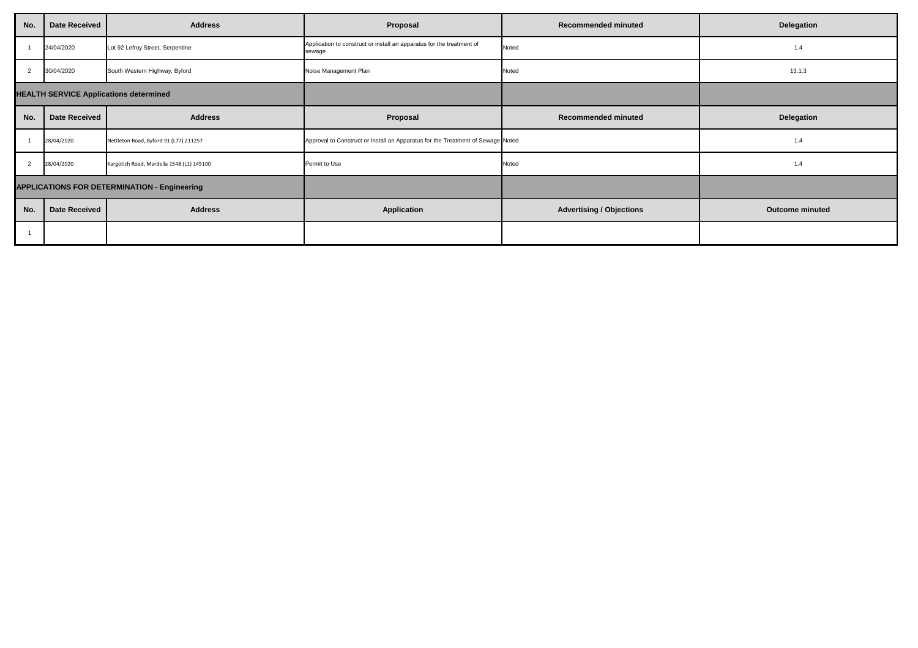| No. | Date Received | Address | Proposal | Recommended minuted | Delegation |
|---|---|---|---|---|---|
| 1 | 24/04/2020 | Lot 92 Lefroy Street, Serpentine | Application to construct or install an apparatus for the treatment of sewage | Noted | 1.4 |
| 2 | 30/04/2020 | South Western Highway, Byford | Noise Management Plan | Noted | 13.1.3 |

**HEALTH SERVICE Applications determined**

| No. | Date Received | Address | Proposal | Recommended minuted | Delegation |
|---|---|---|---|---|---|
| 1 | 28/04/2020 | Nettleton Road, Byford 91 (L77) 211257 | Approval to Construct or Install an Apparatus for the Treatment of Sewage | Noted | 1.4 |
| 2 | 28/04/2020 | Kargotich Road, Mardella 1548 (L1) 145100 | Permit to Use | Noted | 1.4 |

**APPLICATIONS FOR DETERMINATION - Engineering**

| No. | Date Received | Address | Application | Advertising / Objections | Outcome minuted |
|---|---|---|---|---|---|
| 1 | | | | | |